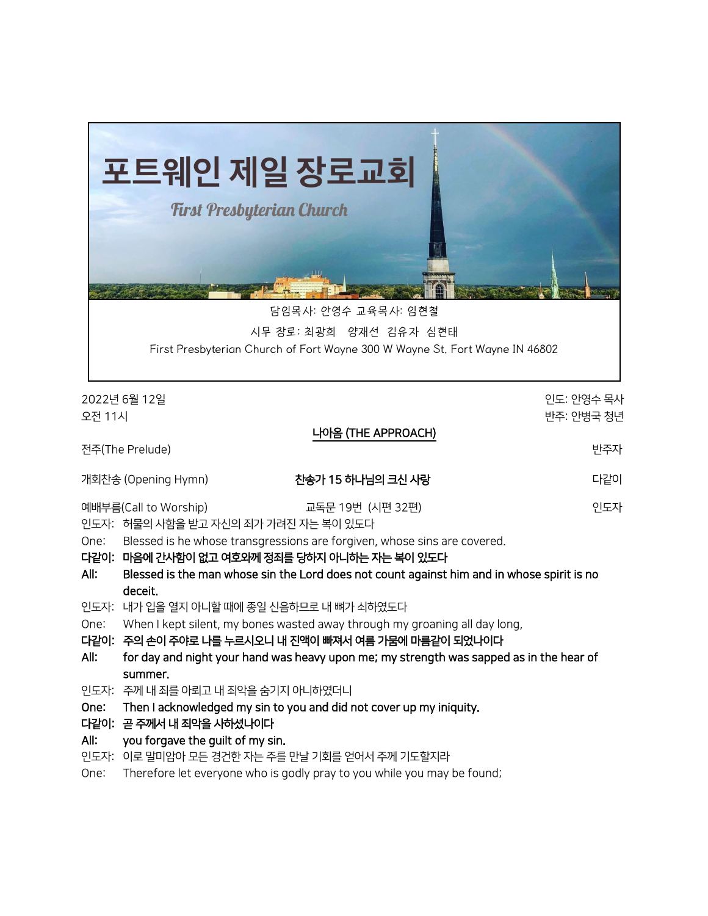# 포트웨인 제일 장로교회

*First Presbyterian Church*

담임목사: 안영수 교육목사: 임현철

시무 장로: 최광희 양재선 김유자 심현태

First Presbyterian Church of Fort Wayne 300 W Wayne St. Fort Wayne IN 46802

2022년 6월 12일
오전 11시

인도: 안영수 목사
반주: 안병국 청년

## 나아옴 (THE APPROACH)

전주(The Prelude) — 반주자

개회찬송 (Opening Hymn) — **찬송가 15 하나님의 크신 사랑** — 다같이

예배부름(Call to Worship) — 교독문 19번 (시편 32편) — 인도자

인도자: 허물의 사함을 받고 자신의 죄가 가려진 자는 복이 있도다

One: Blessed is he whose transgressions are forgiven, whose sins are covered.

**다같이: 마음에 간사함이 없고 여호와께 정죄를 당하지 아니하는 자는 복이 있도다**

**All: Blessed is the man whose sin the Lord does not count against him and in whose spirit is no deceit.**

인도자: 내가 입을 열지 아니할 때에 종일 신음하므로 내 뼈가 쇠하였도다

One: When I kept silent, my bones wasted away through my groaning all day long,

**다같이: 주의 손이 주야로 나를 누르시오니 내 진액이 빠져서 여름 가뭄에 마름같이 되었나이다**

**All: for day and night your hand was heavy upon me; my strength was sapped as in the hear of summer.**

인도자: 주께 내 죄를 아뢰고 내 죄악을 숨기지 아니하였더니

**One: Then I acknowledged my sin to you and did not cover up my iniquity.**

**다같이: 곧 주께서 내 죄악을 사하셨나이다**

**All: you forgave the guilt of my sin.**

인도자: 이로 말미암아 모든 경건한 자는 주를 만날 기회를 얻어서 주께 기도할지라

One: Therefore let everyone who is godly pray to you while you may be found;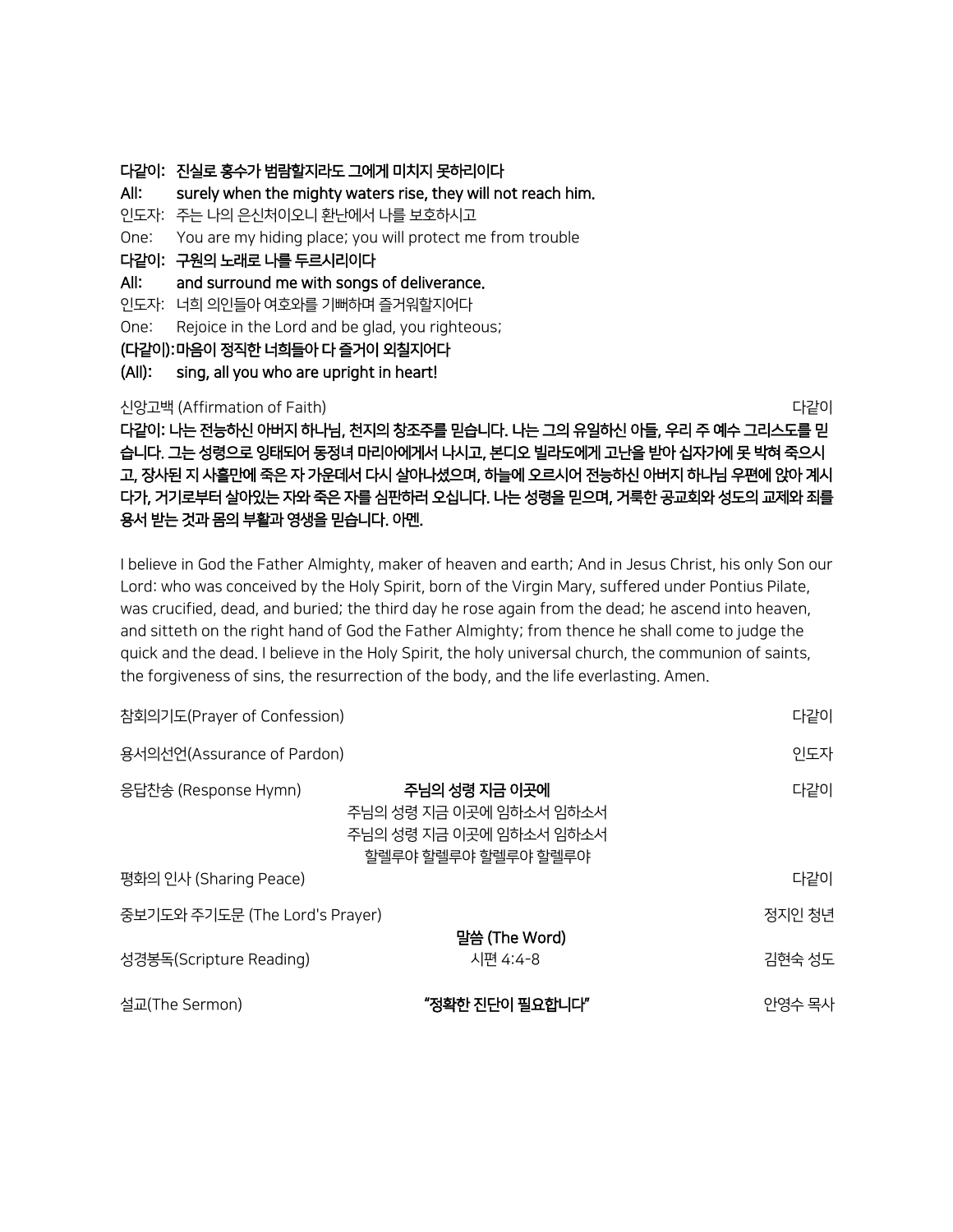**다같이: 진실로 홍수가 범람할지라도 그에게 미치지 못하리이다**
**All: surely when the mighty waters rise, they will not reach him.**
인도자: 주는 나의 은신처이오니 환난에서 나를 보호하시고
One: You are my hiding place; you will protect me from trouble
**다같이: 구원의 노래로 나를 두르시리이다**
**All: and surround me with songs of deliverance.**
인도자: 너희 의인들아 여호와를 기뻐하며 즐거워할지어다
One: Rejoice in the Lord and be glad, you righteous;
**(다같이): 마음이 정직한 너희들아 다 즐거이 외칠지어다**
**(All): sing, all you who are upright in heart!**

신앙고백 (Affirmation of Faith) 다같이

**다같이: 나는 전능하신 아버지 하나님, 천지의 창조주를 믿습니다. 나는 그의 유일하신 아들, 우리 주 예수 그리스도를 믿습니다. 그는 성령으로 잉태되어 동정녀 마리아에게서 나시고, 본디오 빌라도에게 고난을 받아 십자가에 못 박혀 죽으시고, 장사된 지 사흘만에 죽은 자 가운데서 다시 살아나셨으며, 하늘에 오르시어 전능하신 아버지 하나님 우편에 앉아 계시다가, 거기로부터 살아있는 자와 죽은 자를 심판하러 오십니다. 나는 성령을 믿으며, 거룩한 공교회와 성도의 교제와 죄를 용서 받는 것과 몸의 부활과 영생을 믿습니다. 아멘.**

I believe in God the Father Almighty, maker of heaven and earth; And in Jesus Christ, his only Son our Lord: who was conceived by the Holy Spirit, born of the Virgin Mary, suffered under Pontius Pilate, was crucified, dead, and buried; the third day he rose again from the dead; he ascend into heaven, and sitteth on the right hand of God the Father Almighty; from thence he shall come to judge the quick and the dead. I believe in the Holy Spirit, the holy universal church, the communion of saints, the forgiveness of sins, the resurrection of the body, and the life everlasting. Amen.

참회의기도(Prayer of Confession) 다같이

용서의선언(Assurance of Pardon) 인도자

응답찬송 (Response Hymn) **주님의 성령 지금 이곳에** 다같이

주님의 성령 지금 이곳에 임하소서 임하소서
주님의 성령 지금 이곳에 임하소서 임하소서
할렐루야 할렐루야 할렐루야 할렐루야

평화의 인사 (Sharing Peace) 다같이

중보기도와 주기도문 (The Lord's Prayer) 정지인 청년

**말씀 (The Word)**

성경봉독(Scripture Reading) 시편 4:4-8 김현숙 성도

설교(The Sermon) **"정확한 진단이 필요합니다"** 안영수 목사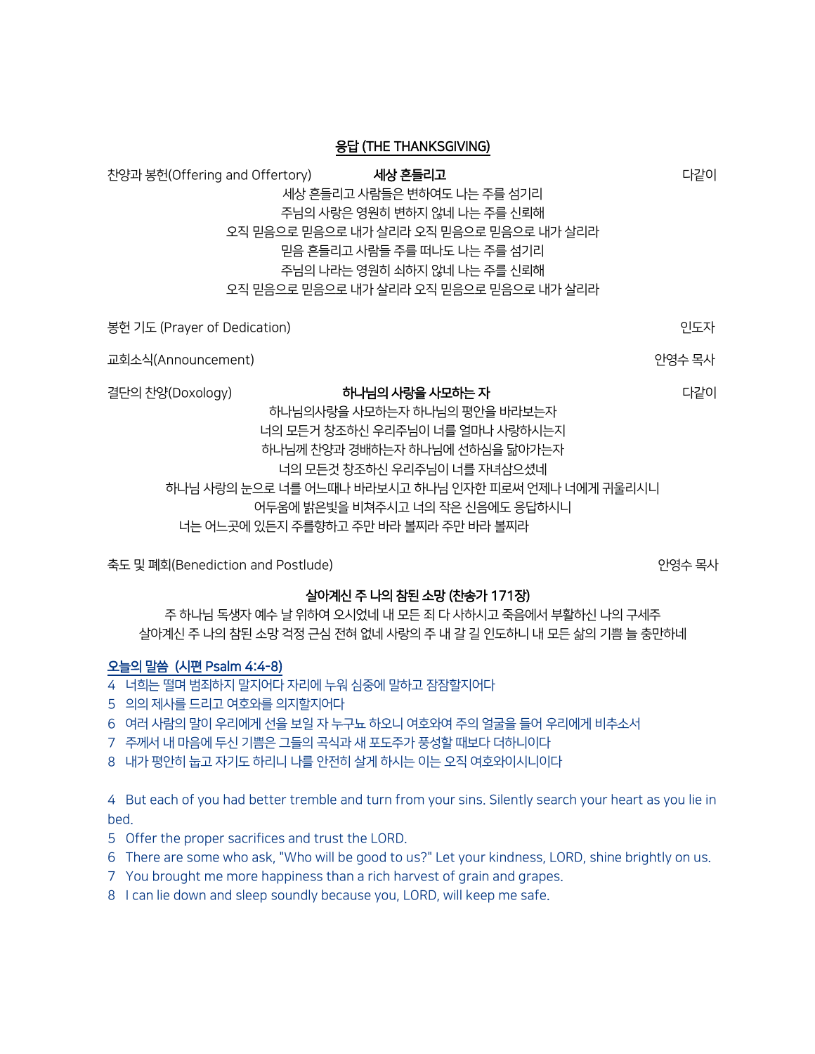## 응답 (THE THANKSGIVING)

찬양과 봉헌(Offering and Offertory) **세상 흔들리고** 다같이

세상 흔들리고 사람들은 변하여도 나는 주를 섬기리
주님의 사랑은 영원히 변하지 않네 나는 주를 신뢰해
오직 믿음으로 믿음으로 내가 살리라 오직 믿음으로 믿음으로 내가 살리라
믿음 흔들리고 사람들 주를 떠나도 나는 주를 섬기리
주님의 나라는 영원히 쇠하지 않네 나는 주를 신뢰해
오직 믿음으로 믿음으로 내가 살리라 오직 믿음으로 믿음으로 내가 살리라

봉헌 기도 (Prayer of Dedication) 인도자

교회소식(Announcement) 안영수 목사

결단의 찬양(Doxology) **하나님의 사랑을 사모하는 자** 다같이

하나님의사랑을 사모하는자 하나님의 평안을 바라보는자
너의 모든거 창조하신 우리주님이 너를 얼마나 사랑하시는지
하나님께 찬양과 경배하는자 하나님에 선하심을 닮아가는자
너의 모든것 창조하신 우리주님이 너를 자녀삼으셨네
하나님 사랑의 눈으로 너를 어느때나 바라보시고 하나님 인자한 피로써 언제나 너에게 귀울리시니
어두움에 밝은빛을 비쳐주시고 너의 작은 신음에도 응답하시니
너는 어느곳에 있든지 주를향하고 주만 바라 볼찌라 주만 바라 볼찌라

축도 및 폐회(Benediction and Postlude) 안영수 목사

**살아계신 주 나의 참된 소망 (찬송가 171장)**

주 하나님 독생자 예수 날 위하여 오시었네 내 모든 죄 다 사하시고 죽음에서 부활하신 나의 구세주
살아계신 주 나의 참된 소망 걱정 근심 전혀 없네 사랑의 주 내 갈 길 인도하니 내 모든 삶의 기쁨 늘 충만하네

**오늘의 말씀 (시편 Psalm 4:4-8)**

4 너희는 떨며 범죄하지 말지어다 자리에 누워 심중에 말하고 잠잠할지어다
5 의의 제사를 드리고 여호와를 의지할지어다
6 여러 사람의 말이 우리에게 선을 보일 자 누구뇨 하오니 여호와여 주의 얼굴을 들어 우리에게 비추소서
7 주께서 내 마음에 두신 기쁨은 그들의 곡식과 새 포도주가 풍성할 때보다 더하니이다
8 내가 평안히 눕고 자기도 하리니 나를 안전히 살게 하시는 이는 오직 여호와이시니이다

4 But each of you had better tremble and turn from your sins. Silently search your heart as you lie in bed.
5 Offer the proper sacrifices and trust the LORD.
6 There are some who ask, "Who will be good to us?" Let your kindness, LORD, shine brightly on us.
7 You brought me more happiness than a rich harvest of grain and grapes.
8 I can lie down and sleep soundly because you, LORD, will keep me safe.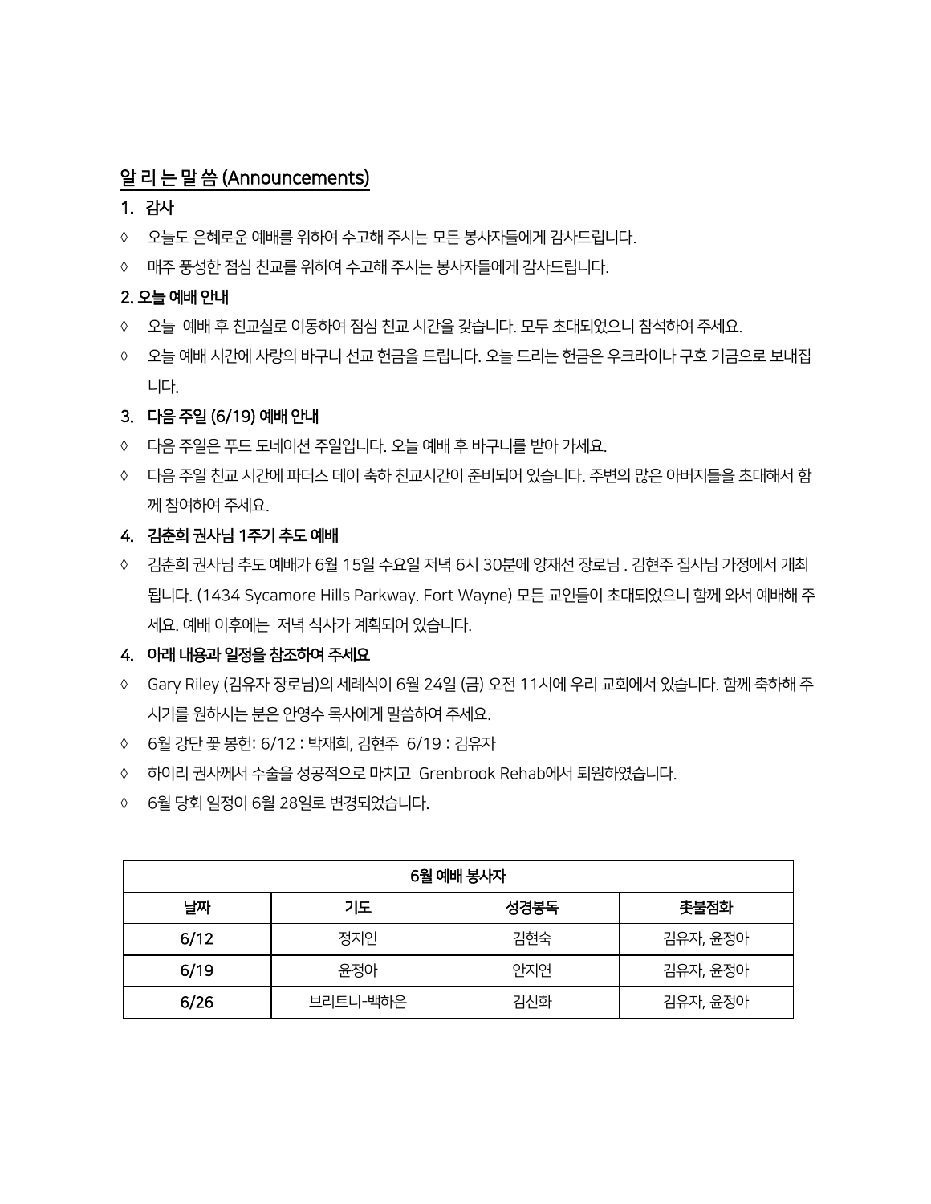## 알 리 는 말 씀 (Announcements)

**1. 감사**

◊ 오늘도 은혜로운 예배를 위하여 수고해 주시는 모든 봉사자들에게 감사드립니다.

◊ 매주 풍성한 점심 친교를 위하여 수고해 주시는 봉사자들에게 감사드립니다.

**2. 오늘 예배 안내**

◊ 오늘 예배 후 친교실로 이동하여 점심 친교 시간을 갖습니다. 모두 초대되었으니 참석하여 주세요.

◊ 오늘 예배 시간에 사랑의 바구니 선교 헌금을 드립니다. 오늘 드리는 헌금은 우크라이나 구호 기금으로 보내집니다.

**3. 다음 주일 (6/19) 예배 안내**

◊ 다음 주일은 푸드 도네이션 주일입니다. 오늘 예배 후 바구니를 받아 가세요.

◊ 다음 주일 친교 시간에 파더스 데이 축하 친교시간이 준비되어 있습니다. 주변의 많은 아버지들을 초대해서 함께 참여하여 주세요.

**4. 김춘희 권사님 1주기 추도 예배**

◊ 김춘희 권사님 추도 예배가 6월 15일 수요일 저녁 6시 30분에 양재선 장로님 . 김현주 집사님 가정에서 개최됩니다. (1434 Sycamore Hills Parkway. Fort Wayne) 모든 교인들이 초대되었으니 함께 와서 예배해 주세요. 예배 이후에는 저녁 식사가 계획되어 있습니다.

**4. 아래 내용과 일정을 참조하여 주세요**

◊ Gary Riley (김유자 장로님)의 세례식이 6월 24일 (금) 오전 11시에 우리 교회에서 있습니다. 함께 축하해 주시기를 원하시는 분은 안영수 목사에게 말씀하여 주세요.

◊ 6월 강단 꽃 봉헌: 6/12 : 박재희, 김현주 6/19 : 김유자

◊ 하이리 권사께서 수술을 성공적으로 마치고 Grenbrook Rehab에서 퇴원하였습니다.

◊ 6월 당회 일정이 6월 28일로 변경되었습니다.

| 6월 예배 봉사자 | | | |
|---|---|---|---|
| **날짜** | **기도** | **성경봉독** | **촛불점화** |
| **6/12** | 정지인 | 김현숙 | 김유자, 윤정아 |
| **6/19** | 윤정아 | 안지연 | 김유자, 윤정아 |
| **6/26** | 브리트니-백하은 | 김신화 | 김유자, 윤정아 |